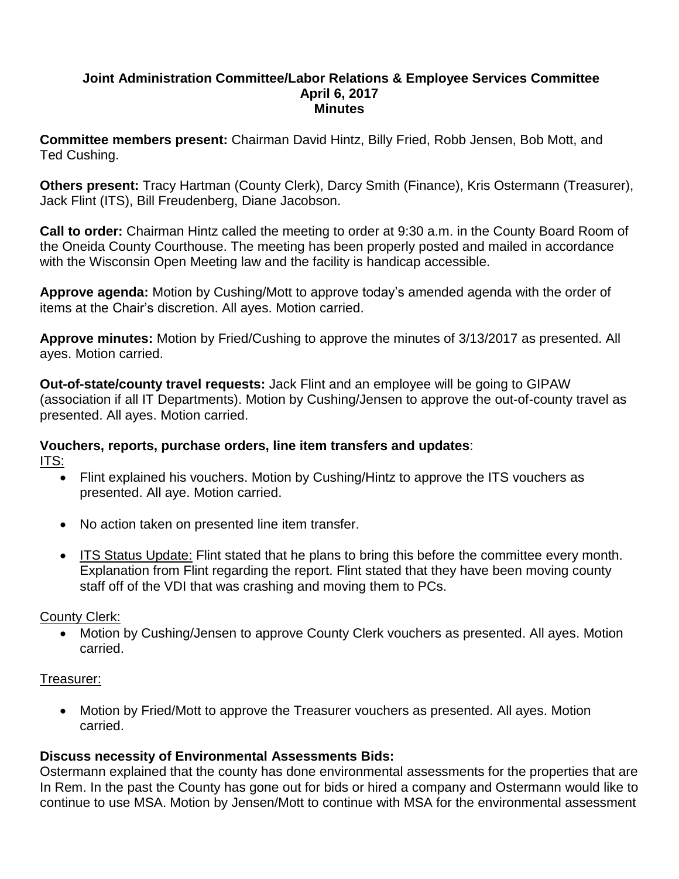**Joint Administration Committee/Labor Relations & Employee Services Committee**
**April 6, 2017**
**Minutes**

**Committee members present:** Chairman David Hintz, Billy Fried, Robb Jensen, Bob Mott, and Ted Cushing.

**Others present:** Tracy Hartman (County Clerk), Darcy Smith (Finance), Kris Ostermann (Treasurer), Jack Flint (ITS), Bill Freudenberg, Diane Jacobson.

**Call to order:** Chairman Hintz called the meeting to order at 9:30 a.m. in the County Board Room of the Oneida County Courthouse. The meeting has been properly posted and mailed in accordance with the Wisconsin Open Meeting law and the facility is handicap accessible.

**Approve agenda:** Motion by Cushing/Mott to approve today's amended agenda with the order of items at the Chair's discretion. All ayes. Motion carried.

**Approve minutes:** Motion by Fried/Cushing to approve the minutes of 3/13/2017 as presented. All ayes. Motion carried.

**Out-of-state/county travel requests:** Jack Flint and an employee will be going to GIPAW (association if all IT Departments). Motion by Cushing/Jensen to approve the out-of-county travel as presented. All ayes. Motion carried.

**Vouchers, reports, purchase orders, line item transfers and updates**:

<u>ITS:</u>

- Flint explained his vouchers. Motion by Cushing/Hintz to approve the ITS vouchers as presented. All aye. Motion carried.
- No action taken on presented line item transfer.
- <u>ITS Status Update:</u> Flint stated that he plans to bring this before the committee every month. Explanation from Flint regarding the report. Flint stated that they have been moving county staff off of the VDI that was crashing and moving them to PCs.

<u>County Clerk:</u>

- Motion by Cushing/Jensen to approve County Clerk vouchers as presented. All ayes. Motion carried.

<u>Treasurer:</u>

- Motion by Fried/Mott to approve the Treasurer vouchers as presented. All ayes. Motion carried.

**Discuss necessity of Environmental Assessments Bids:**

Ostermann explained that the county has done environmental assessments for the properties that are In Rem. In the past the County has gone out for bids or hired a company and Ostermann would like to continue to use MSA. Motion by Jensen/Mott to continue with MSA for the environmental assessment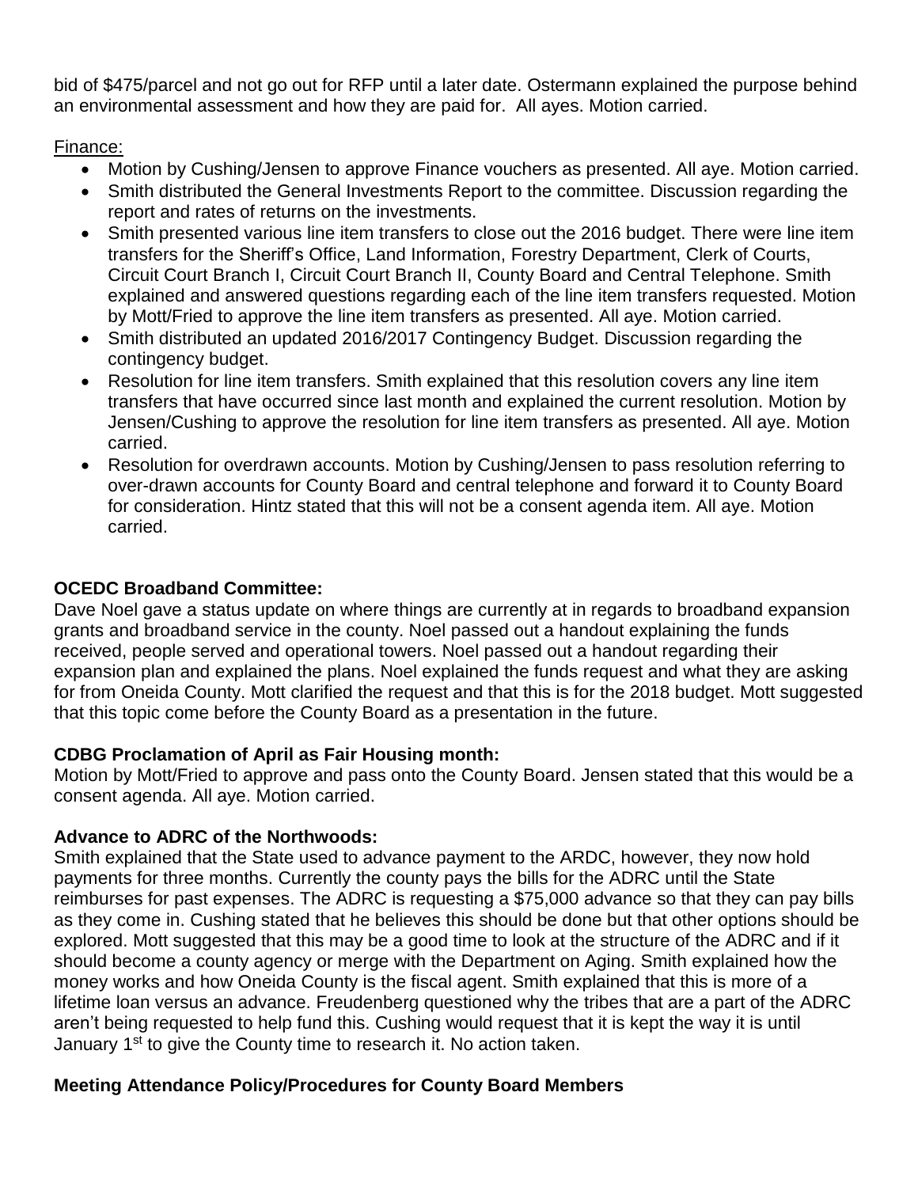bid of $475/parcel and not go out for RFP until a later date. Ostermann explained the purpose behind an environmental assessment and how they are paid for. All ayes. Motion carried.

Finance:

- Motion by Cushing/Jensen to approve Finance vouchers as presented. All aye. Motion carried.
- Smith distributed the General Investments Report to the committee. Discussion regarding the report and rates of returns on the investments.
- Smith presented various line item transfers to close out the 2016 budget. There were line item transfers for the Sheriff's Office, Land Information, Forestry Department, Clerk of Courts, Circuit Court Branch I, Circuit Court Branch II, County Board and Central Telephone. Smith explained and answered questions regarding each of the line item transfers requested. Motion by Mott/Fried to approve the line item transfers as presented. All aye. Motion carried.
- Smith distributed an updated 2016/2017 Contingency Budget. Discussion regarding the contingency budget.
- Resolution for line item transfers. Smith explained that this resolution covers any line item transfers that have occurred since last month and explained the current resolution. Motion by Jensen/Cushing to approve the resolution for line item transfers as presented. All aye. Motion carried.
- Resolution for overdrawn accounts. Motion by Cushing/Jensen to pass resolution referring to over-drawn accounts for County Board and central telephone and forward it to County Board for consideration. Hintz stated that this will not be a consent agenda item. All aye. Motion carried.

**OCEDC Broadband Committee:**

Dave Noel gave a status update on where things are currently at in regards to broadband expansion grants and broadband service in the county. Noel passed out a handout explaining the funds received, people served and operational towers. Noel passed out a handout regarding their expansion plan and explained the plans. Noel explained the funds request and what they are asking for from Oneida County. Mott clarified the request and that this is for the 2018 budget. Mott suggested that this topic come before the County Board as a presentation in the future.

**CDBG Proclamation of April as Fair Housing month:**

Motion by Mott/Fried to approve and pass onto the County Board. Jensen stated that this would be a consent agenda. All aye. Motion carried.

**Advance to ADRC of the Northwoods:**

Smith explained that the State used to advance payment to the ARDC, however, they now hold payments for three months. Currently the county pays the bills for the ADRC until the State reimburses for past expenses. The ADRC is requesting a $75,000 advance so that they can pay bills as they come in. Cushing stated that he believes this should be done but that other options should be explored. Mott suggested that this may be a good time to look at the structure of the ADRC and if it should become a county agency or merge with the Department on Aging. Smith explained how the money works and how Oneida County is the fiscal agent. Smith explained that this is more of a lifetime loan versus an advance. Freudenberg questioned why the tribes that are a part of the ADRC aren't being requested to help fund this. Cushing would request that it is kept the way it is until January 1st to give the County time to research it. No action taken.

**Meeting Attendance Policy/Procedures for County Board Members**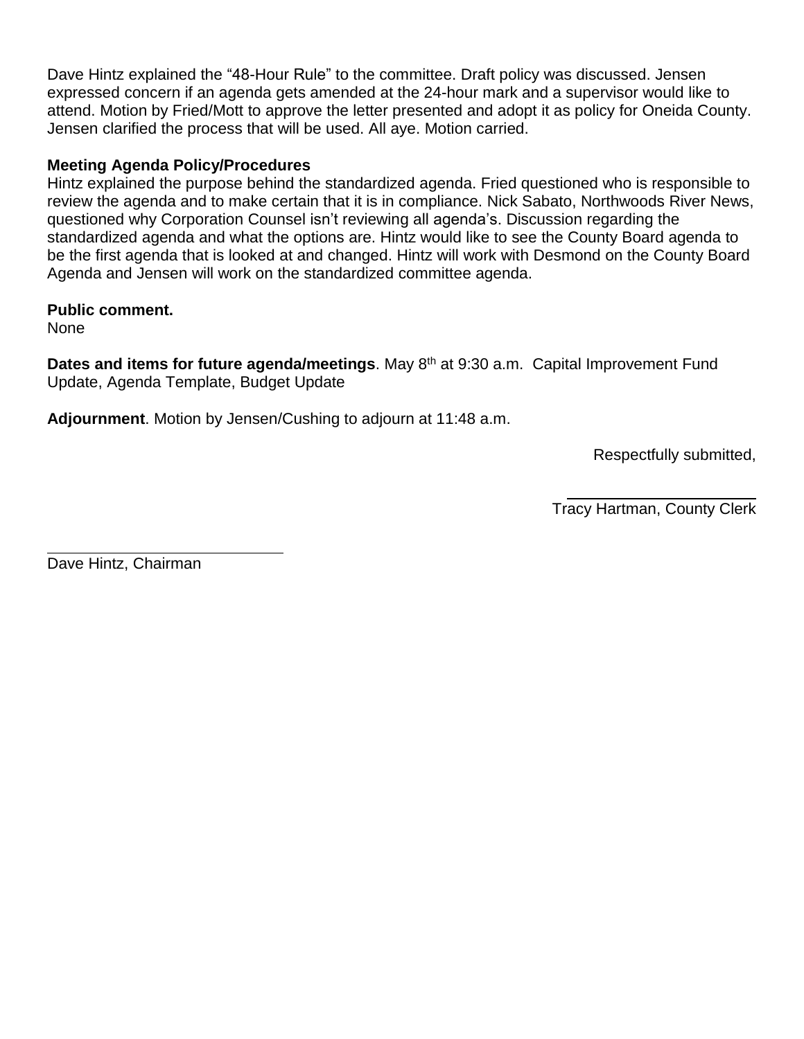Dave Hintz explained the "48-Hour Rule" to the committee. Draft policy was discussed. Jensen expressed concern if an agenda gets amended at the 24-hour mark and a supervisor would like to attend. Motion by Fried/Mott to approve the letter presented and adopt it as policy for Oneida County. Jensen clarified the process that will be used. All aye. Motion carried.

**Meeting Agenda Policy/Procedures**

Hintz explained the purpose behind the standardized agenda. Fried questioned who is responsible to review the agenda and to make certain that it is in compliance. Nick Sabato, Northwoods River News, questioned why Corporation Counsel isn't reviewing all agenda's. Discussion regarding the standardized agenda and what the options are. Hintz would like to see the County Board agenda to be the first agenda that is looked at and changed. Hintz will work with Desmond on the County Board Agenda and Jensen will work on the standardized committee agenda.

**Public comment.**

None

**Dates and items for future agenda/meetings**. May 8th at 9:30 a.m. Capital Improvement Fund Update, Agenda Template, Budget Update

**Adjournment**. Motion by Jensen/Cushing to adjourn at 11:48 a.m.

Respectfully submitted,

Tracy Hartman, County Clerk

Dave Hintz, Chairman